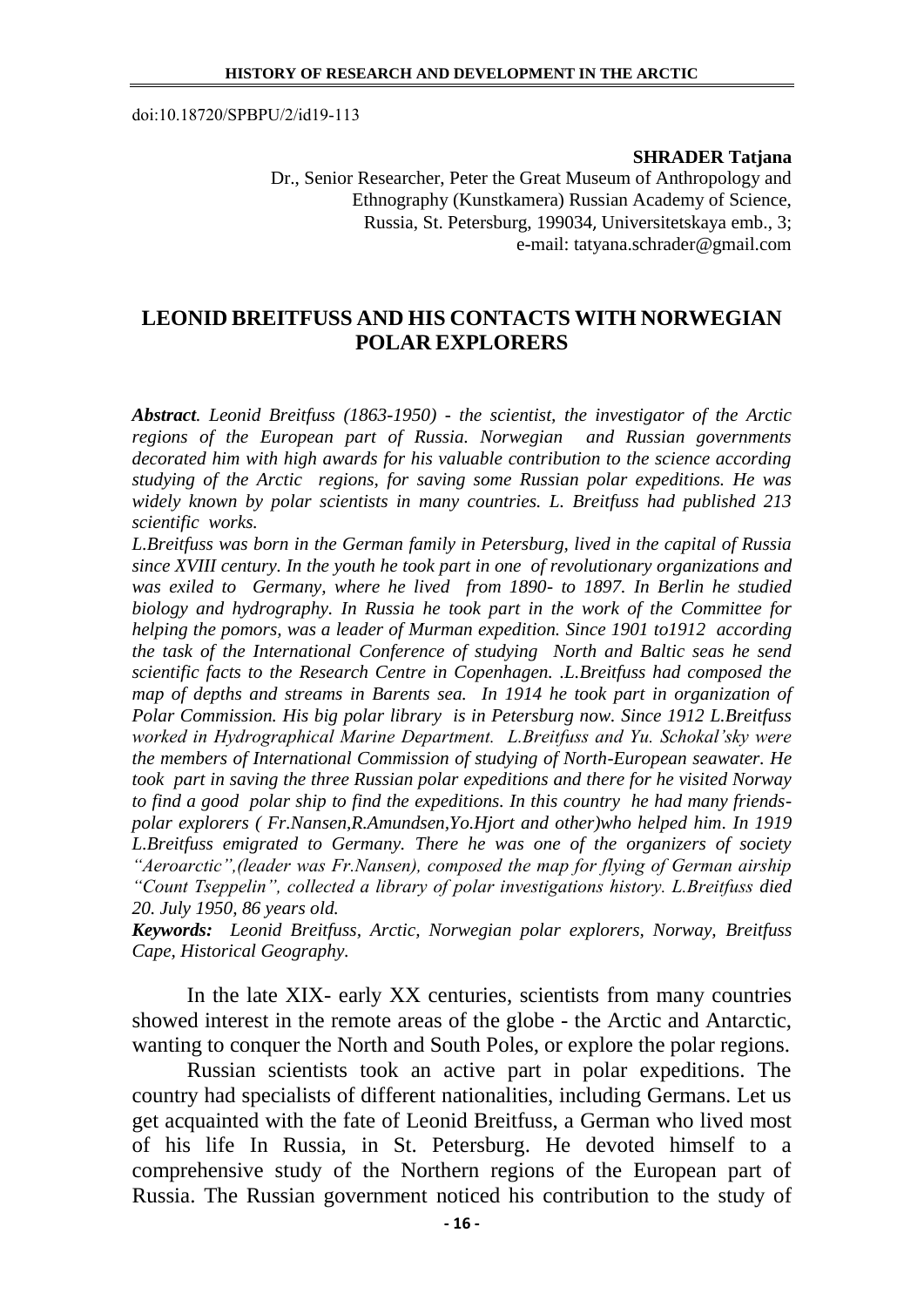doi:10.18720/SPBPU/2/id19-113

**SHRADER Tatjana**

Dr., Senior Researcher, Peter the Great Museum of Anthropology and Ethnography (Kunstkamera) Russian Academy of Science, Russia, St. Petersburg, 199034, Universitetskaya emb., 3; e-mail: tatyana.schrader@gmail.com

# LEONID BREITFUSS AND HIS CONTACTS WITH NORWEGIAN POLAR EXPLORERS

***Abstract.*** *Leonid Breitfuss (1863-1950) - the scientist, the investigator of the Arctic regions of the European part of Russia. Norwegian and Russian governments decorated him with high awards for his valuable contribution to the science according studying of the Arctic regions, for saving some Russian polar expeditions. He was widely known by polar scientists in many countries. L. Breitfuss had published 213 scientific works.*

*L.Breitfuss was born in the German family in Petersburg, lived in the capital of Russia since XVIII century. In the youth he took part in one of revolutionary organizations and was exiled to Germany, where he lived from 1890- to 1897. In Berlin he studied biology and hydrography. In Russia he took part in the work of the Committee for helping the pomors, was a leader of Murman expedition. Since 1901 to1912 according the task of the International Conference of studying North and Baltic seas he send scientific facts to the Research Centre in Copenhagen. .L.Breitfuss had composed the map of depths and streams in Barents sea. In 1914 he took part in organization of Polar Commission. His big polar library is in Petersburg now. Since 1912 L.Breitfuss worked in Hydrographical Marine Department. L.Breitfuss and Yu. Schokal'sky were the members of International Commission of studying of North-European seawater. He took part in saving the three Russian polar expeditions and there for he visited Norway to find a good polar ship to find the expeditions. In this country he had many friends-polar explorers ( Fr.Nansen,R.Amundsen,Yo.Hjort and other)who helped him. In 1919 L.Breitfuss emigrated to Germany. There he was one of the organizers of society "Aeroarctic",(leader was Fr.Nansen), composed the map for flying of German airship "Count Tseppelin", collected a library of polar investigations history. L.Breitfuss died 20. July 1950, 86 years old.*

***Keywords:*** *Leonid Breitfuss, Arctic, Norwegian polar explorers, Norway, Breitfuss Cape, Historical Geography.*

In the late XIX- early XX centuries, scientists from many countries showed interest in the remote areas of the globe - the Arctic and Antarctic, wanting to conquer the North and South Poles, or explore the polar regions.

Russian scientists took an active part in polar expeditions. The country had specialists of different nationalities, including Germans. Let us get acquainted with the fate of Leonid Breitfuss, a German who lived most of his life In Russia, in St. Petersburg. He devoted himself to a comprehensive study of the Northern regions of the European part of Russia. The Russian government noticed his contribution to the study of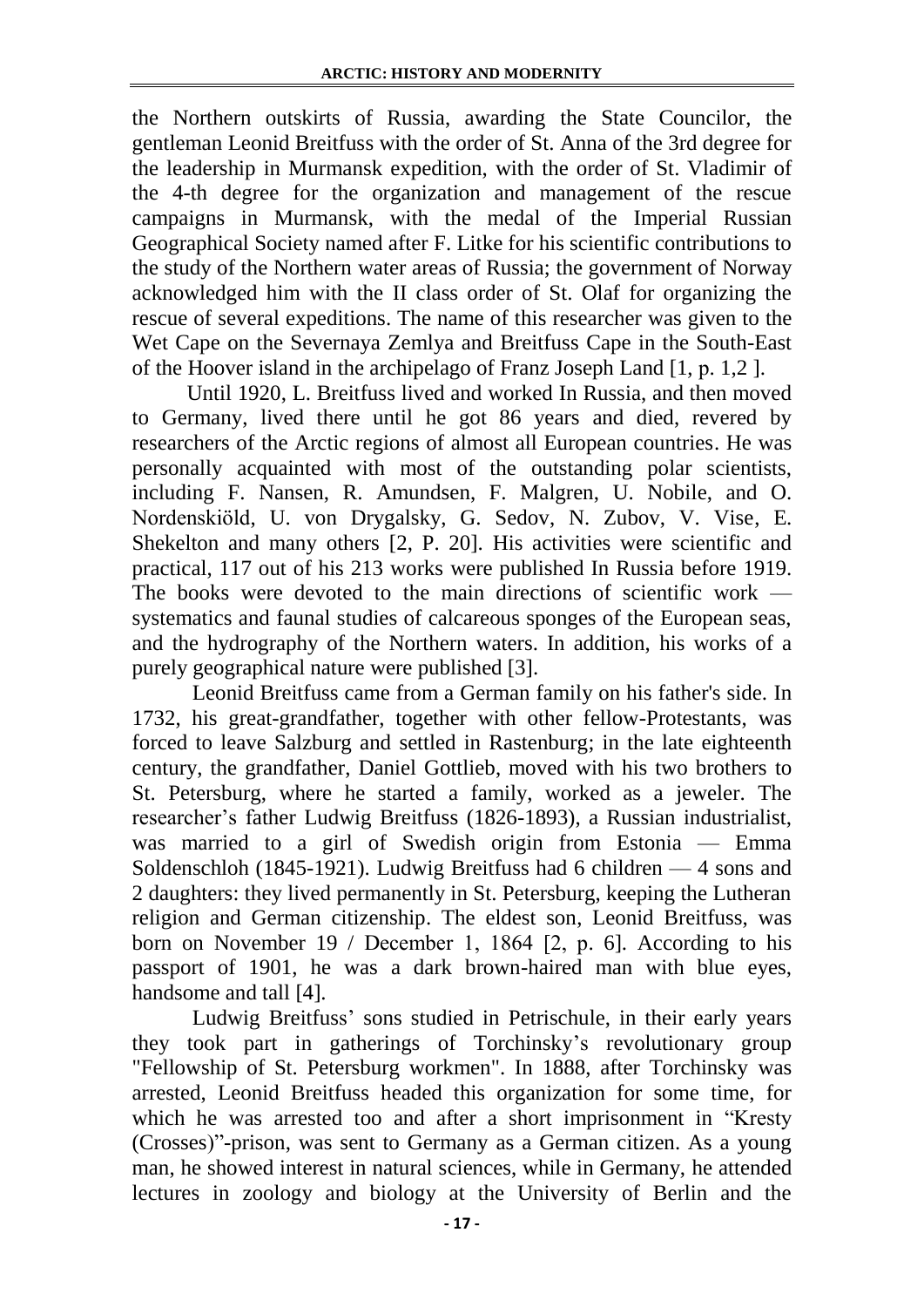the Northern outskirts of Russia, awarding the State Councilor, the gentleman Leonid Breitfuss with the order of St. Anna of the 3rd degree for the leadership in Murmansk expedition, with the order of St. Vladimir of the 4-th degree for the organization and management of the rescue campaigns in Murmansk, with the medal of the Imperial Russian Geographical Society named after F. Litke for his scientific contributions to the study of the Northern water areas of Russia; the government of Norway acknowledged him with the II class order of St. Olaf for organizing the rescue of several expeditions. The name of this researcher was given to the Wet Cape on the Severnaya Zemlya and Breitfuss Cape in the South-East of the Hoover island in the archipelago of Franz Joseph Land [1, p. 1,2 ].

Until 1920, L. Breitfuss lived and worked In Russia, and then moved to Germany, lived there until he got 86 years and died, revered by researchers of the Arctic regions of almost all European countries. He was personally acquainted with most of the outstanding polar scientists, including F. Nansen, R. Amundsen, F. Malgren, U. Nobile, and O. Nordenskiöld, U. von Drygalsky, G. Sedov, N. Zubov, V. Vise, E. Shekelton and many others [2, P. 20]. His activities were scientific and practical, 117 out of his 213 works were published In Russia before 1919. The books were devoted to the main directions of scientific work — systematics and faunal studies of calcareous sponges of the European seas, and the hydrography of the Northern waters. In addition, his works of a purely geographical nature were published [3].

Leonid Breitfuss came from a German family on his father's side. In 1732, his great-grandfather, together with other fellow-Protestants, was forced to leave Salzburg and settled in Rastenburg; in the late eighteenth century, the grandfather, Daniel Gottlieb, moved with his two brothers to St. Petersburg, where he started a family, worked as a jeweler. The researcher's father Ludwig Breitfuss (1826-1893), a Russian industrialist, was married to a girl of Swedish origin from Estonia — Emma Soldenschloh (1845-1921). Ludwig Breitfuss had 6 children — 4 sons and 2 daughters: they lived permanently in St. Petersburg, keeping the Lutheran religion and German citizenship. The eldest son, Leonid Breitfuss, was born on November 19 / December 1, 1864 [2, p. 6]. According to his passport of 1901, he was a dark brown-haired man with blue eyes, handsome and tall [4].

Ludwig Breitfuss' sons studied in Petrischule, in their early years they took part in gatherings of Torchinsky's revolutionary group "Fellowship of St. Petersburg workmen". In 1888, after Torchinsky was arrested, Leonid Breitfuss headed this organization for some time, for which he was arrested too and after a short imprisonment in "Kresty (Crosses)"-prison, was sent to Germany as a German citizen. As a young man, he showed interest in natural sciences, while in Germany, he attended lectures in zoology and biology at the University of Berlin and the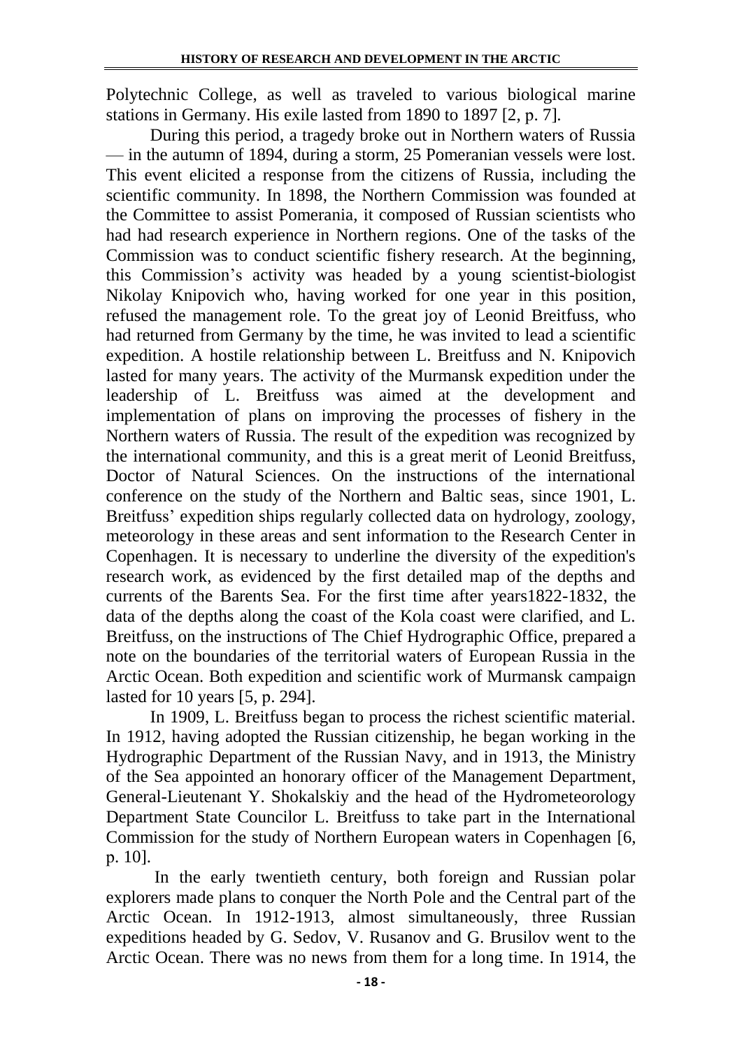Polytechnic College, as well as traveled to various biological marine stations in Germany. His exile lasted from 1890 to 1897 [2, p. 7].

During this period, a tragedy broke out in Northern waters of Russia — in the autumn of 1894, during a storm, 25 Pomeranian vessels were lost. This event elicited a response from the citizens of Russia, including the scientific community. In 1898, the Northern Commission was founded at the Committee to assist Pomerania, it composed of Russian scientists who had had research experience in Northern regions. One of the tasks of the Commission was to conduct scientific fishery research. At the beginning, this Commission's activity was headed by a young scientist-biologist Nikolay Knipovich who, having worked for one year in this position, refused the management role. To the great joy of Leonid Breitfuss, who had returned from Germany by the time, he was invited to lead a scientific expedition. A hostile relationship between L. Breitfuss and N. Knipovich lasted for many years. The activity of the Murmansk expedition under the leadership of L. Breitfuss was aimed at the development and implementation of plans on improving the processes of fishery in the Northern waters of Russia. The result of the expedition was recognized by the international community, and this is a great merit of Leonid Breitfuss, Doctor of Natural Sciences. On the instructions of the international conference on the study of the Northern and Baltic seas, since 1901, L. Breitfuss' expedition ships regularly collected data on hydrology, zoology, meteorology in these areas and sent information to the Research Center in Copenhagen. It is necessary to underline the diversity of the expedition's research work, as evidenced by the first detailed map of the depths and currents of the Barents Sea. For the first time after years1822-1832, the data of the depths along the coast of the Kola coast were clarified, and L. Breitfuss, on the instructions of The Chief Hydrographic Office, prepared a note on the boundaries of the territorial waters of European Russia in the Arctic Ocean. Both expedition and scientific work of Murmansk campaign lasted for 10 years [5, p. 294].

In 1909, L. Breitfuss began to process the richest scientific material. In 1912, having adopted the Russian citizenship, he began working in the Hydrographic Department of the Russian Navy, and in 1913, the Ministry of the Sea appointed an honorary officer of the Management Department, General-Lieutenant Y. Shokalskiy and the head of the Hydrometeorology Department State Councilor L. Breitfuss to take part in the International Commission for the study of Northern European waters in Copenhagen [6, p. 10].

In the early twentieth century, both foreign and Russian polar explorers made plans to conquer the North Pole and the Central part of the Arctic Ocean. In 1912-1913, almost simultaneously, three Russian expeditions headed by G. Sedov, V. Rusanov and G. Brusilov went to the Arctic Ocean. There was no news from them for a long time. In 1914, the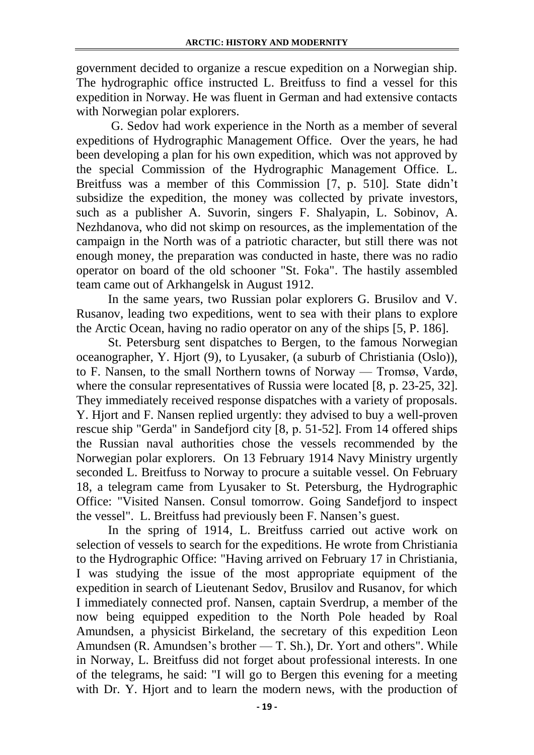government decided to organize a rescue expedition on a Norwegian ship. The hydrographic office instructed L. Breitfuss to find a vessel for this expedition in Norway. He was fluent in German and had extensive contacts with Norwegian polar explorers.

G. Sedov had work experience in the North as a member of several expeditions of Hydrographic Management Office. Over the years, he had been developing a plan for his own expedition, which was not approved by the special Commission of the Hydrographic Management Office. L. Breitfuss was a member of this Commission [7, p. 510]. State didn't subsidize the expedition, the money was collected by private investors, such as a publisher A. Suvorin, singers F. Shalyapin, L. Sobinov, A. Nezhdanova, who did not skimp on resources, as the implementation of the campaign in the North was of a patriotic character, but still there was not enough money, the preparation was conducted in haste, there was no radio operator on board of the old schooner "St. Foka". The hastily assembled team came out of Arkhangelsk in August 1912.

In the same years, two Russian polar explorers G. Brusilov and V. Rusanov, leading two expeditions, went to sea with their plans to explore the Arctic Ocean, having no radio operator on any of the ships [5, P. 186].

St. Petersburg sent dispatches to Bergen, to the famous Norwegian oceanographer, Y. Hjort (9), to Lyusaker, (a suburb of Christiania (Oslo)), to F. Nansen, to the small Northern towns of Norway — Tromsø, Vardø, where the consular representatives of Russia were located [8, p. 23-25, 32]. They immediately received response dispatches with a variety of proposals. Y. Hjort and F. Nansen replied urgently: they advised to buy a well-proven rescue ship "Gerda" in Sandefjord city [8, p. 51-52]. From 14 offered ships the Russian naval authorities chose the vessels recommended by the Norwegian polar explorers. On 13 February 1914 Navy Ministry urgently seconded L. Breitfuss to Norway to procure a suitable vessel. On February 18, a telegram came from Lyusaker to St. Petersburg, the Hydrographic Office: "Visited Nansen. Consul tomorrow. Going Sandefjord to inspect the vessel". L. Breitfuss had previously been F. Nansen's guest.

In the spring of 1914, L. Breitfuss carried out active work on selection of vessels to search for the expeditions. He wrote from Christiania to the Hydrographic Office: "Having arrived on February 17 in Christiania, I was studying the issue of the most appropriate equipment of the expedition in search of Lieutenant Sedov, Brusilov and Rusanov, for which I immediately connected prof. Nansen, captain Sverdrup, a member of the now being equipped expedition to the North Pole headed by Roal Amundsen, a physicist Birkeland, the secretary of this expedition Leon Amundsen (R. Amundsen's brother — T. Sh.), Dr. Yort and others". While in Norway, L. Breitfuss did not forget about professional interests. In one of the telegrams, he said: "I will go to Bergen this evening for a meeting with Dr. Y. Hjort and to learn the modern news, with the production of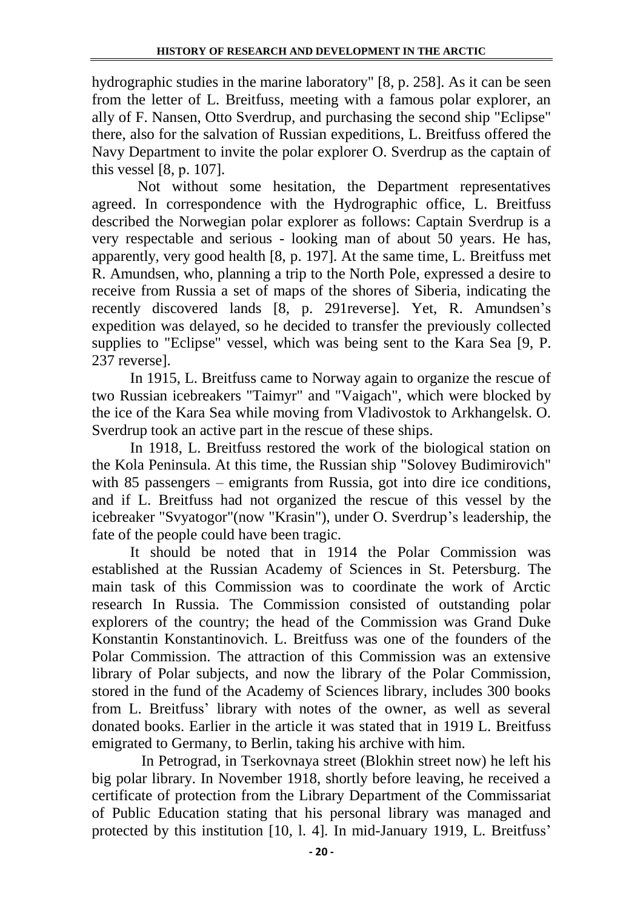hydrographic studies in the marine laboratory" [8, p. 258]. As it can be seen from the letter of L. Breitfuss, meeting with a famous polar explorer, an ally of F. Nansen, Otto Sverdrup, and purchasing the second ship "Eclipse" there, also for the salvation of Russian expeditions, L. Breitfuss offered the Navy Department to invite the polar explorer O. Sverdrup as the captain of this vessel [8, p. 107].

Not without some hesitation, the Department representatives agreed. In correspondence with the Hydrographic office, L. Breitfuss described the Norwegian polar explorer as follows: Captain Sverdrup is a very respectable and serious - looking man of about 50 years. He has, apparently, very good health [8, p. 197]. At the same time, L. Breitfuss met R. Amundsen, who, planning a trip to the North Pole, expressed a desire to receive from Russia a set of maps of the shores of Siberia, indicating the recently discovered lands [8, p. 291reverse]. Yet, R. Amundsen's expedition was delayed, so he decided to transfer the previously collected supplies to "Eclipse" vessel, which was being sent to the Kara Sea [9, P. 237 reverse].

In 1915, L. Breitfuss came to Norway again to organize the rescue of two Russian icebreakers "Taimyr" and "Vaigach", which were blocked by the ice of the Kara Sea while moving from Vladivostok to Arkhangelsk. O. Sverdrup took an active part in the rescue of these ships.

In 1918, L. Breitfuss restored the work of the biological station on the Kola Peninsula. At this time, the Russian ship "Solovey Budimirovich" with 85 passengers – emigrants from Russia, got into dire ice conditions, and if L. Breitfuss had not organized the rescue of this vessel by the icebreaker "Svyatogor"(now "Krasin"), under O. Sverdrup's leadership, the fate of the people could have been tragic.

It should be noted that in 1914 the Polar Commission was established at the Russian Academy of Sciences in St. Petersburg. The main task of this Commission was to coordinate the work of Arctic research In Russia. The Commission consisted of outstanding polar explorers of the country; the head of the Commission was Grand Duke Konstantin Konstantinovich. L. Breitfuss was one of the founders of the Polar Commission. The attraction of this Commission was an extensive library of Polar subjects, and now the library of the Polar Commission, stored in the fund of the Academy of Sciences library, includes 300 books from L. Breitfuss' library with notes of the owner, as well as several donated books. Earlier in the article it was stated that in 1919 L. Breitfuss emigrated to Germany, to Berlin, taking his archive with him.

In Petrograd, in Tserkovnaya street (Blokhin street now) he left his big polar library. In November 1918, shortly before leaving, he received a certificate of protection from the Library Department of the Commissariat of Public Education stating that his personal library was managed and protected by this institution [10, l. 4]. In mid-January 1919, L. Breitfuss'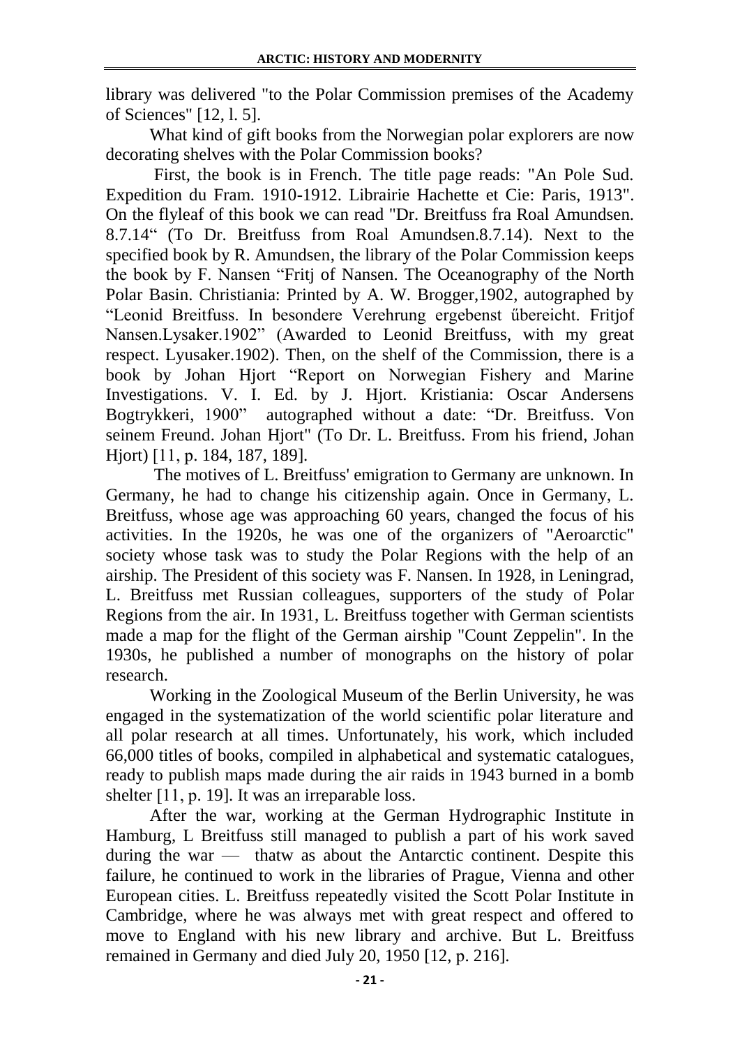library was delivered "to the Polar Commission premises of the Academy of Sciences" [12, l. 5].

What kind of gift books from the Norwegian polar explorers are now decorating shelves with the Polar Commission books?

First, the book is in French. The title page reads: "An Pole Sud. Expedition du Fram. 1910-1912. Librairie Hachette et Cie: Paris, 1913". On the flyleaf of this book we can read "Dr. Breitfuss fra Roal Amundsen. 8.7.14“ (To Dr. Breitfuss from Roal Amundsen.8.7.14). Next to the specified book by R. Amundsen, the library of the Polar Commission keeps the book by F. Nansen “Fritj of Nansen. The Oceanography of the North Polar Basin. Christiania: Printed by A. W. Brogger,1902, autographed by “Leonid Breitfuss. In besondere Verehrung ergebenst űbereicht. Fritjof Nansen.Lysaker.1902” (Awarded to Leonid Breitfuss, with my great respect. Lyusaker.1902). Then, on the shelf of the Commission, there is a book by Johan Hjort “Report on Norwegian Fishery and Marine Investigations. V. I. Ed. by J. Hjort. Kristiania: Oscar Andersens Bogtrykkeri, 1900” autographed without a date: “Dr. Breitfuss. Von seinem Freund. Johan Hjort" (To Dr. L. Breitfuss. From his friend, Johan Hjort) [11, p. 184, 187, 189].

The motives of L. Breitfuss' emigration to Germany are unknown. In Germany, he had to change his citizenship again. Once in Germany, L. Breitfuss, whose age was approaching 60 years, changed the focus of his activities. In the 1920s, he was one of the organizers of "Aeroarctic" society whose task was to study the Polar Regions with the help of an airship. The President of this society was F. Nansen. In 1928, in Leningrad, L. Breitfuss met Russian colleagues, supporters of the study of Polar Regions from the air. In 1931, L. Breitfuss together with German scientists made a map for the flight of the German airship "Count Zeppelin". In the 1930s, he published a number of monographs on the history of polar research.

Working in the Zoological Museum of the Berlin University, he was engaged in the systematization of the world scientific polar literature and all polar research at all times. Unfortunately, his work, which included 66,000 titles of books, compiled in alphabetical and systematic catalogues, ready to publish maps made during the air raids in 1943 burned in a bomb shelter [11, p. 19]. It was an irreparable loss.

After the war, working at the German Hydrographic Institute in Hamburg, L Breitfuss still managed to publish a part of his work saved during the war — thatw as about the Antarctic continent. Despite this failure, he continued to work in the libraries of Prague, Vienna and other European cities. L. Breitfuss repeatedly visited the Scott Polar Institute in Cambridge, where he was always met with great respect and offered to move to England with his new library and archive. But L. Breitfuss remained in Germany and died July 20, 1950 [12, p. 216].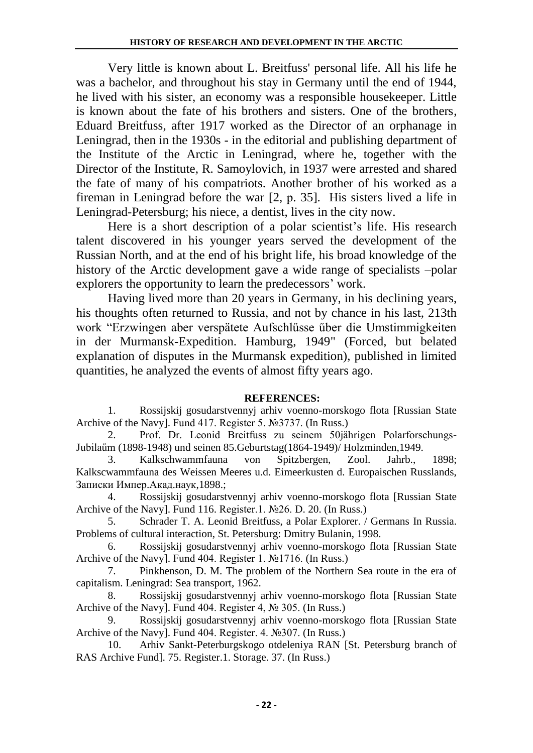Very little is known about L. Breitfuss' personal life. All his life he was a bachelor, and throughout his stay in Germany until the end of 1944, he lived with his sister, an economy was a responsible housekeeper. Little is known about the fate of his brothers and sisters. One of the brothers, Eduard Breitfuss, after 1917 worked as the Director of an orphanage in Leningrad, then in the 1930s - in the editorial and publishing department of the Institute of the Arctic in Leningrad, where he, together with the Director of the Institute, R. Samoylovich, in 1937 were arrested and shared the fate of many of his compatriots. Another brother of his worked as a fireman in Leningrad before the war [2, p. 35]. His sisters lived a life in Leningrad-Petersburg; his niece, a dentist, lives in the city now.

Here is a short description of a polar scientist's life. His research talent discovered in his younger years served the development of the Russian North, and at the end of his bright life, his broad knowledge of the history of the Arctic development gave a wide range of specialists –polar explorers the opportunity to learn the predecessors' work.

Having lived more than 20 years in Germany, in his declining years, his thoughts often returned to Russia, and not by chance in his last, 213th work "Erzwingen aber verspätete Aufschlűsse űber die Umstimmigkeiten in der Murmansk-Expedition. Hamburg, 1949" (Forced, but belated explanation of disputes in the Murmansk expedition), published in limited quantities, he analyzed the events of almost fifty years ago.

**REFERENCES:**

1. Rossijskij gosudarstvennyj arhiv voenno-morskogo flota [Russian State Archive of the Navy]. Fund 417. Register 5. №3737. (In Russ.)
2. Prof. Dr. Leonid Breitfuss zu seinem 50jährigen Polarforschungs-Jubilaűm (1898-1948) und seinen 85.Geburtstag(1864-1949)/ Holzminden,1949.
3. Kalkschwammfauna von Spitzbergen, Zool. Jahrb., 1898; Kalkscwammfauna des Weissen Meeres u.d. Eimeerkusten d. Europaischen Russlands, Записки Импер.Акад.наук,1898.;
4. Rossijskij gosudarstvennyj arhiv voenno-morskogo flota [Russian State Archive of the Navy]. Fund 116. Register.1. №26. D. 20. (In Russ.)
5. Schrader T. A. Leonid Breitfuss, a Polar Explorer. / Germans In Russia. Problems of cultural interaction, St. Petersburg: Dmitry Bulanin, 1998.
6. Rossijskij gosudarstvennyj arhiv voenno-morskogo flota [Russian State Archive of the Navy]. Fund 404. Register 1. №1716. (In Russ.)
7. Pinkhenson, D. M. The problem of the Northern Sea route in the era of capitalism. Leningrad: Sea transport, 1962.
8. Rossijskij gosudarstvennyj arhiv voenno-morskogo flota [Russian State Archive of the Navy]. Fund 404. Register 4, № 305. (In Russ.)
9. Rossijskij gosudarstvennyj arhiv voenno-morskogo flota [Russian State Archive of the Navy]. Fund 404. Register. 4. №307. (In Russ.)
10. Arhiv Sankt-Peterburgskogo otdeleniya RAN [St. Petersburg branch of RAS Archive Fund]. 75. Register.1. Storage. 37. (In Russ.)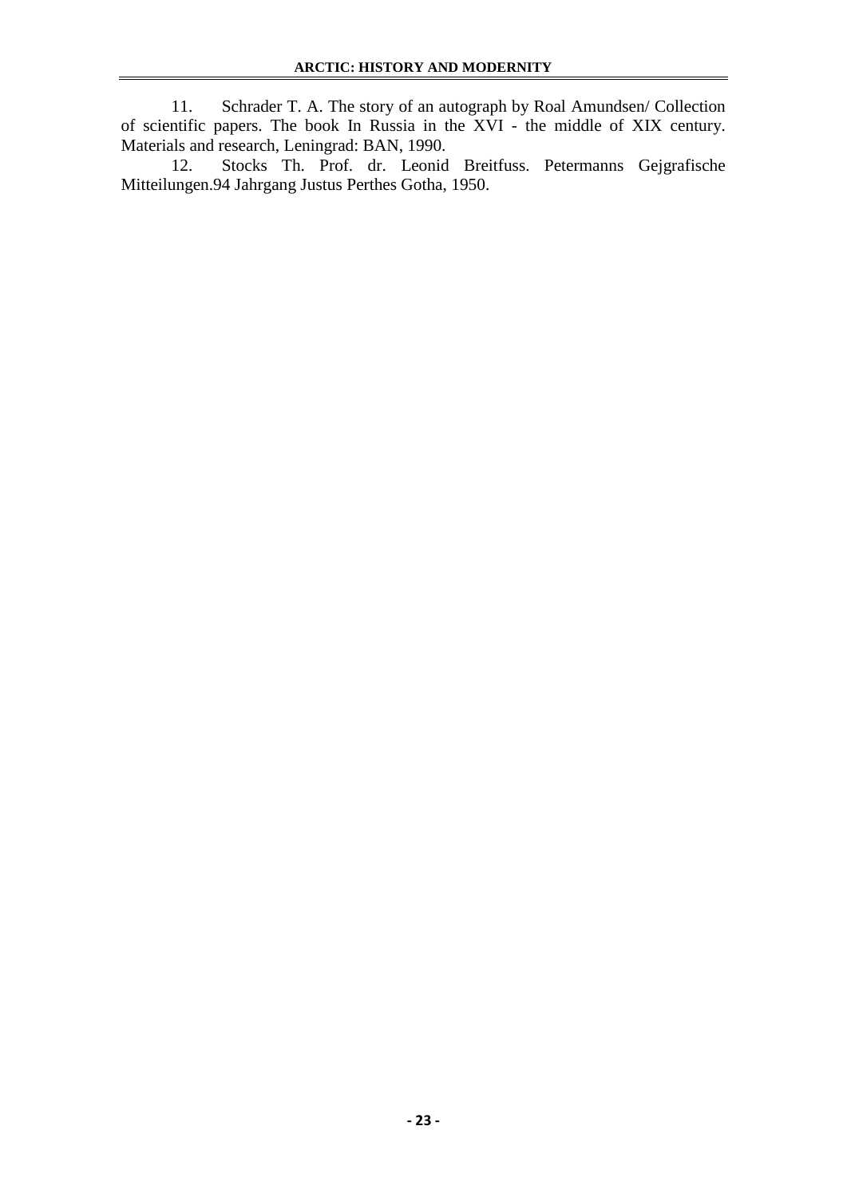11. Schrader T. A. The story of an autograph by Roal Amundsen/ Collection of scientific papers. The book In Russia in the XVI - the middle of XIX century. Materials and research, Leningrad: BAN, 1990.

12. Stocks Th. Prof. dr. Leonid Breitfuss. Petermanns Gejgrafische Mitteilungen.94 Jahrgang Justus Perthes Gotha, 1950.